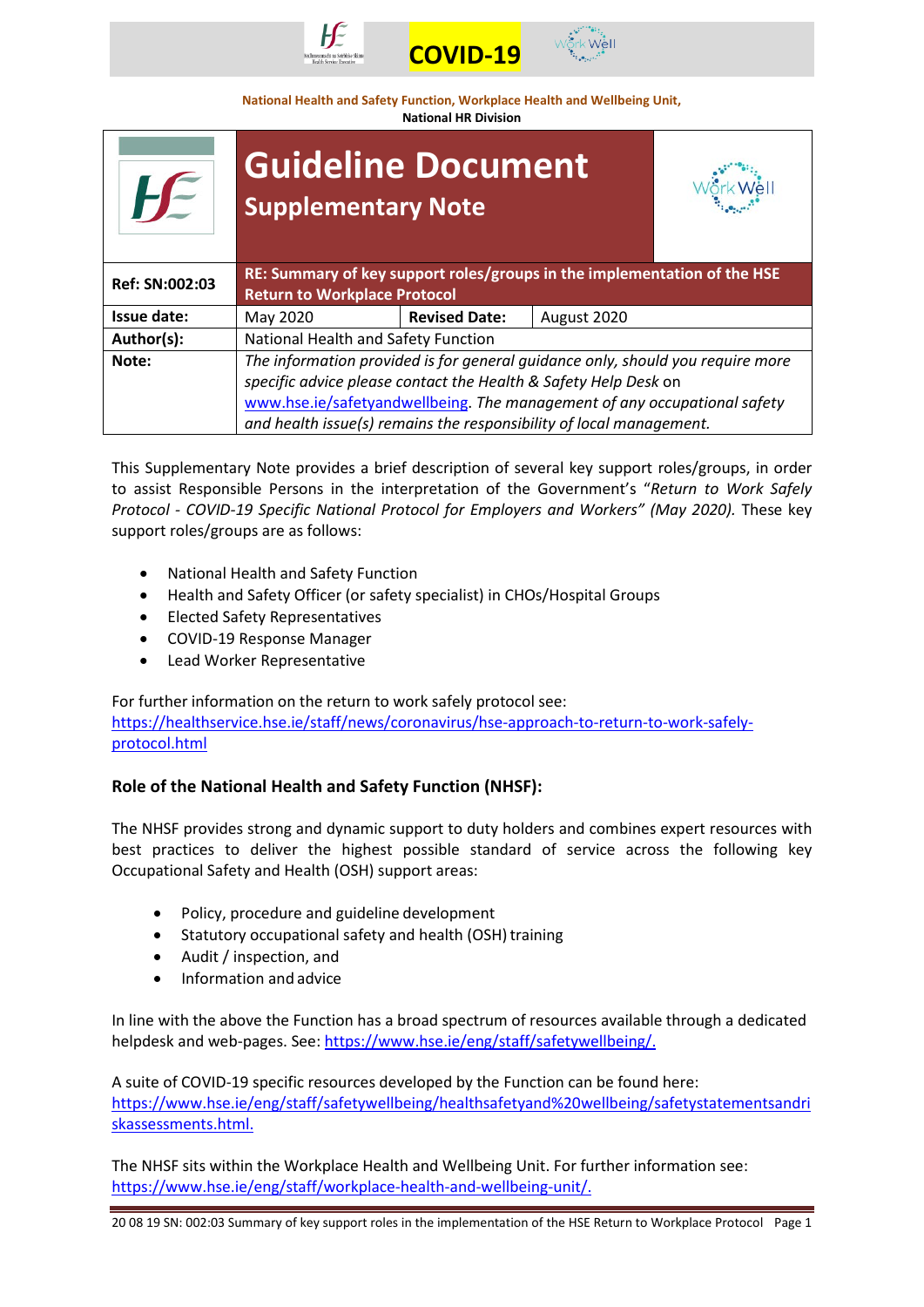COVID-19

National Health and Safety Function, Workplace Health and Wellbeing Unit,
National HR Division

| | **Guideline Document** **Supplementary Note** | | |
|---|---|---|---|
| **Ref: SN:002:03** | **RE: Summary of key support roles/groups in the implementation of the HSE Return to Workplace Protocol** | | |
| **Issue date:** | May 2020 | **Revised Date:** | August 2020 |
| **Author(s):** | National Health and Safety Function | | |
| **Note:** | *The information provided is for general guidance only, should you require more specific advice please contact the Health & Safety Help Desk* on www.hse.ie/safetyandwellbeing. *The management of any occupational safety and health issue(s) remains the responsibility of local management.* | | |

This Supplementary Note provides a brief description of several key support roles/groups, in order to assist Responsible Persons in the interpretation of the Government's "*Return to Work Safely Protocol - COVID-19 Specific National Protocol for Employers and Workers" (May 2020).* These key support roles/groups are as follows:

- National Health and Safety Function
- Health and Safety Officer (or safety specialist) in CHOs/Hospital Groups
- Elected Safety Representatives
- COVID-19 Response Manager
- Lead Worker Representative

For further information on the return to work safely protocol see:
https://healthservice.hse.ie/staff/news/coronavirus/hse-approach-to-return-to-work-safely-protocol.html

### Role of the National Health and Safety Function (NHSF):

The NHSF provides strong and dynamic support to duty holders and combines expert resources with best practices to deliver the highest possible standard of service across the following key Occupational Safety and Health (OSH) support areas:

- Policy, procedure and guideline development
- Statutory occupational safety and health (OSH) training
- Audit / inspection, and
- Information and advice

In line with the above the Function has a broad spectrum of resources available through a dedicated helpdesk and web-pages. See: https://www.hse.ie/eng/staff/safetywellbeing/.

A suite of COVID-19 specific resources developed by the Function can be found here:
https://www.hse.ie/eng/staff/safetywellbeing/healthsafetyand%20wellbeing/safetystatementsandriskassessments.html.

The NHSF sits within the Workplace Health and Wellbeing Unit. For further information see:
https://www.hse.ie/eng/staff/workplace-health-and-wellbeing-unit/.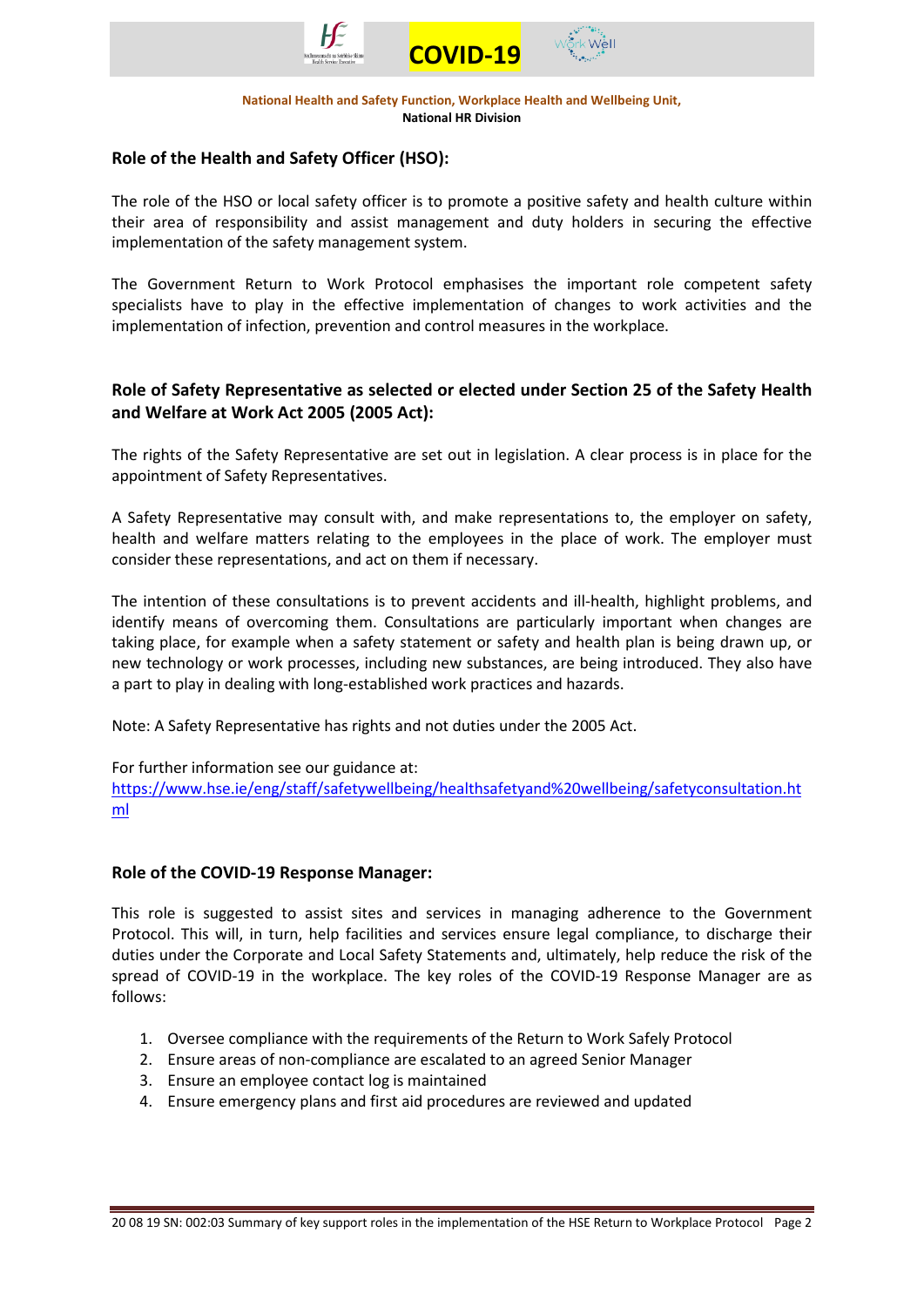## Role of the Health and Safety Officer (HSO):

The role of the HSO or local safety officer is to promote a positive safety and health culture within their area of responsibility and assist management and duty holders in securing the effective implementation of the safety management system.

The Government Return to Work Protocol emphasises the important role competent safety specialists have to play in the effective implementation of changes to work activities and the implementation of infection, prevention and control measures in the workplace.

## Role of Safety Representative as selected or elected under Section 25 of the Safety Health and Welfare at Work Act 2005 (2005 Act):

The rights of the Safety Representative are set out in legislation. A clear process is in place for the appointment of Safety Representatives.

A Safety Representative may consult with, and make representations to, the employer on safety, health and welfare matters relating to the employees in the place of work. The employer must consider these representations, and act on them if necessary.

The intention of these consultations is to prevent accidents and ill-health, highlight problems, and identify means of overcoming them. Consultations are particularly important when changes are taking place, for example when a safety statement or safety and health plan is being drawn up, or new technology or work processes, including new substances, are being introduced. They also have a part to play in dealing with long-established work practices and hazards.

Note: A Safety Representative has rights and not duties under the 2005 Act.

For further information see our guidance at:
[https://www.hse.ie/eng/staff/safetywellbeing/healthsafetyand%20wellbeing/safetyconsultation.html](https://www.hse.ie/eng/staff/safetywellbeing/healthsafetyand%20wellbeing/safetyconsultation.html)

## Role of the COVID-19 Response Manager:

This role is suggested to assist sites and services in managing adherence to the Government Protocol. This will, in turn, help facilities and services ensure legal compliance, to discharge their duties under the Corporate and Local Safety Statements and, ultimately, help reduce the risk of the spread of COVID-19 in the workplace. The key roles of the COVID-19 Response Manager are as follows:

1. Oversee compliance with the requirements of the Return to Work Safely Protocol
2. Ensure areas of non-compliance are escalated to an agreed Senior Manager
3. Ensure an employee contact log is maintained
4. Ensure emergency plans and first aid procedures are reviewed and updated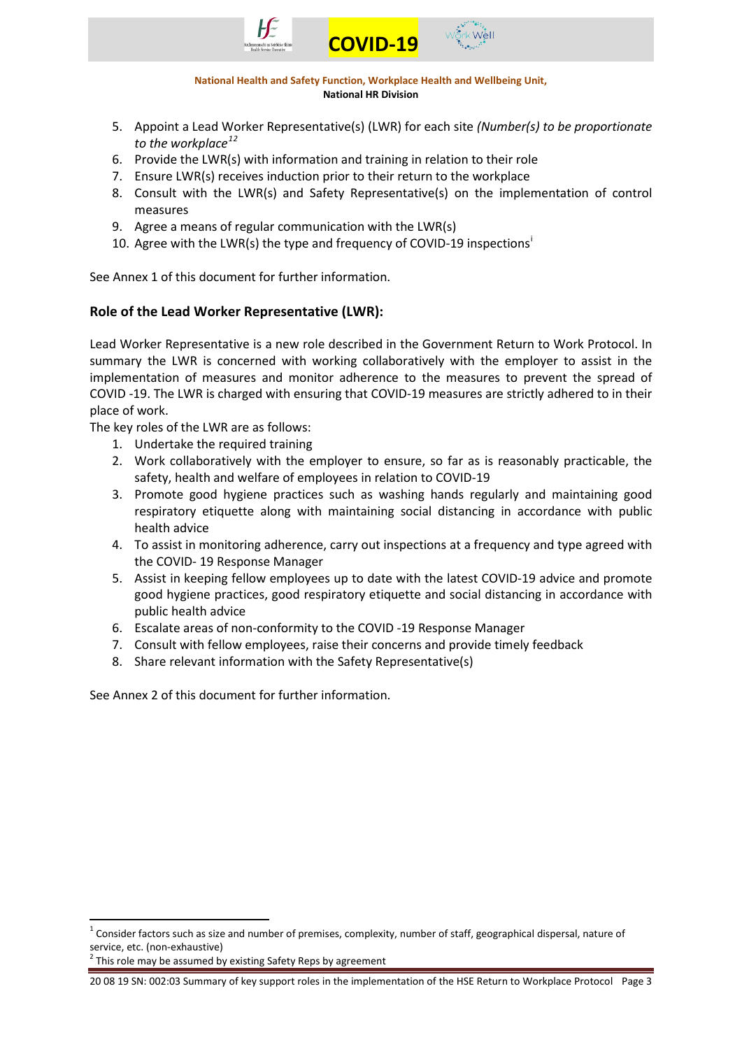5. Appoint a Lead Worker Representative(s) (LWR) for each site *(Number(s) to be proportionate to the workplace*[1][2]
6. Provide the LWR(s) with information and training in relation to their role
7. Ensure LWR(s) receives induction prior to their return to the workplace
8. Consult with the LWR(s) and Safety Representative(s) on the implementation of control measures
9. Agree a means of regular communication with the LWR(s)
10. Agree with the LWR(s) the type and frequency of COVID-19 inspections[i]

See Annex 1 of this document for further information.

### Role of the Lead Worker Representative (LWR):

Lead Worker Representative is a new role described in the Government Return to Work Protocol. In summary the LWR is concerned with working collaboratively with the employer to assist in the implementation of measures and monitor adherence to the measures to prevent the spread of COVID -19. The LWR is charged with ensuring that COVID-19 measures are strictly adhered to in their place of work.

The key roles of the LWR are as follows:

1. Undertake the required training
2. Work collaboratively with the employer to ensure, so far as is reasonably practicable, the safety, health and welfare of employees in relation to COVID-19
3. Promote good hygiene practices such as washing hands regularly and maintaining good respiratory etiquette along with maintaining social distancing in accordance with public health advice
4. To assist in monitoring adherence, carry out inspections at a frequency and type agreed with the COVID- 19 Response Manager
5. Assist in keeping fellow employees up to date with the latest COVID-19 advice and promote good hygiene practices, good respiratory etiquette and social distancing in accordance with public health advice
6. Escalate areas of non-conformity to the COVID -19 Response Manager
7. Consult with fellow employees, raise their concerns and provide timely feedback
8. Share relevant information with the Safety Representative(s)

See Annex 2 of this document for further information.

---

[1] Consider factors such as size and number of premises, complexity, number of staff, geographical dispersal, nature of service, etc. (non-exhaustive)

[2] This role may be assumed by existing Safety Reps by agreement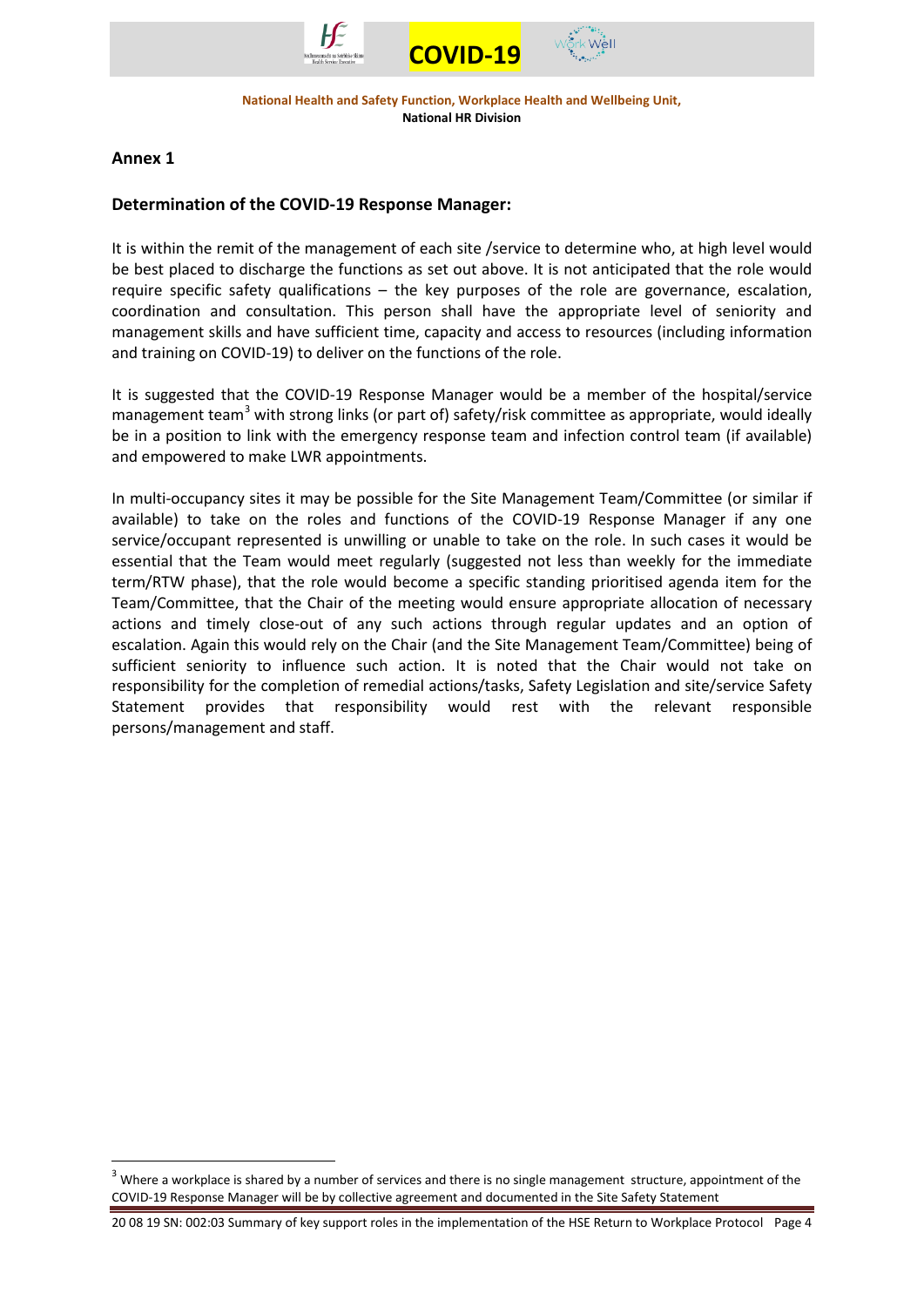## Annex 1

### Determination of the COVID-19 Response Manager:

It is within the remit of the management of each site /service to determine who, at high level would be best placed to discharge the functions as set out above. It is not anticipated that the role would require specific safety qualifications – the key purposes of the role are governance, escalation, coordination and consultation. This person shall have the appropriate level of seniority and management skills and have sufficient time, capacity and access to resources (including information and training on COVID-19) to deliver on the functions of the role.

It is suggested that the COVID-19 Response Manager would be a member of the hospital/service management team[3] with strong links (or part of) safety/risk committee as appropriate, would ideally be in a position to link with the emergency response team and infection control team (if available) and empowered to make LWR appointments.

In multi-occupancy sites it may be possible for the Site Management Team/Committee (or similar if available) to take on the roles and functions of the COVID-19 Response Manager if any one service/occupant represented is unwilling or unable to take on the role. In such cases it would be essential that the Team would meet regularly (suggested not less than weekly for the immediate term/RTW phase), that the role would become a specific standing prioritised agenda item for the Team/Committee, that the Chair of the meeting would ensure appropriate allocation of necessary actions and timely close-out of any such actions through regular updates and an option of escalation. Again this would rely on the Chair (and the Site Management Team/Committee) being of sufficient seniority to influence such action. It is noted that the Chair would not take on responsibility for the completion of remedial actions/tasks, Safety Legislation and site/service Safety Statement provides that responsibility would rest with the relevant responsible persons/management and staff.

[3] Where a workplace is shared by a number of services and there is no single management structure, appointment of the COVID-19 Response Manager will be by collective agreement and documented in the Site Safety Statement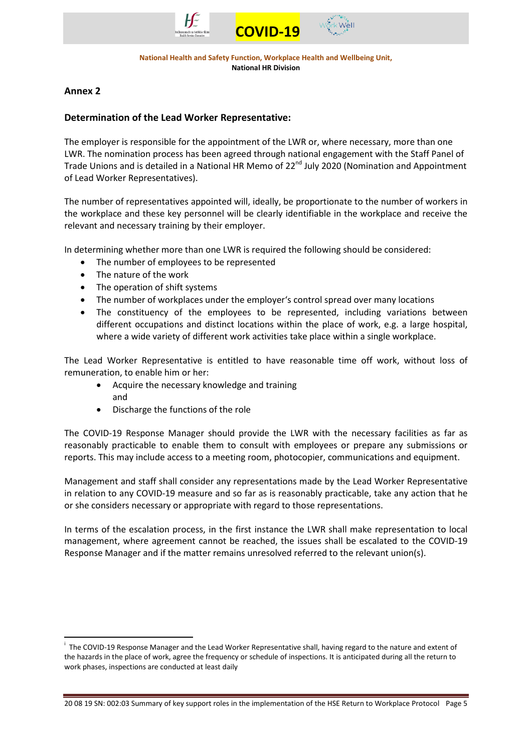## Annex 2

### Determination of the Lead Worker Representative:

The employer is responsible for the appointment of the LWR or, where necessary, more than one LWR. The nomination process has been agreed through national engagement with the Staff Panel of Trade Unions and is detailed in a National HR Memo of 22nd July 2020 (Nomination and Appointment of Lead Worker Representatives).

The number of representatives appointed will, ideally, be proportionate to the number of workers in the workplace and these key personnel will be clearly identifiable in the workplace and receive the relevant and necessary training by their employer.

In determining whether more than one LWR is required the following should be considered:

- The number of employees to be represented
- The nature of the work
- The operation of shift systems
- The number of workplaces under the employer's control spread over many locations
- The constituency of the employees to be represented, including variations between different occupations and distinct locations within the place of work, e.g. a large hospital, where a wide variety of different work activities take place within a single workplace.

The Lead Worker Representative is entitled to have reasonable time off work, without loss of remuneration, to enable him or her:

- Acquire the necessary knowledge and training
  and
- Discharge the functions of the role

The COVID-19 Response Manager should provide the LWR with the necessary facilities as far as reasonably practicable to enable them to consult with employees or prepare any submissions or reports. This may include access to a meeting room, photocopier, communications and equipment.

Management and staff shall consider any representations made by the Lead Worker Representative in relation to any COVID-19 measure and so far as is reasonably practicable, take any action that he or she considers necessary or appropriate with regard to those representations.

In terms of the escalation process, in the first instance the LWR shall make representation to local management, where agreement cannot be reached, the issues shall be escalated to the COVID-19 Response Manager and if the matter remains unresolved referred to the relevant union(s).

---

[i] The COVID-19 Response Manager and the Lead Worker Representative shall, having regard to the nature and extent of the hazards in the place of work, agree the frequency or schedule of inspections. It is anticipated during all the return to work phases, inspections are conducted at least daily